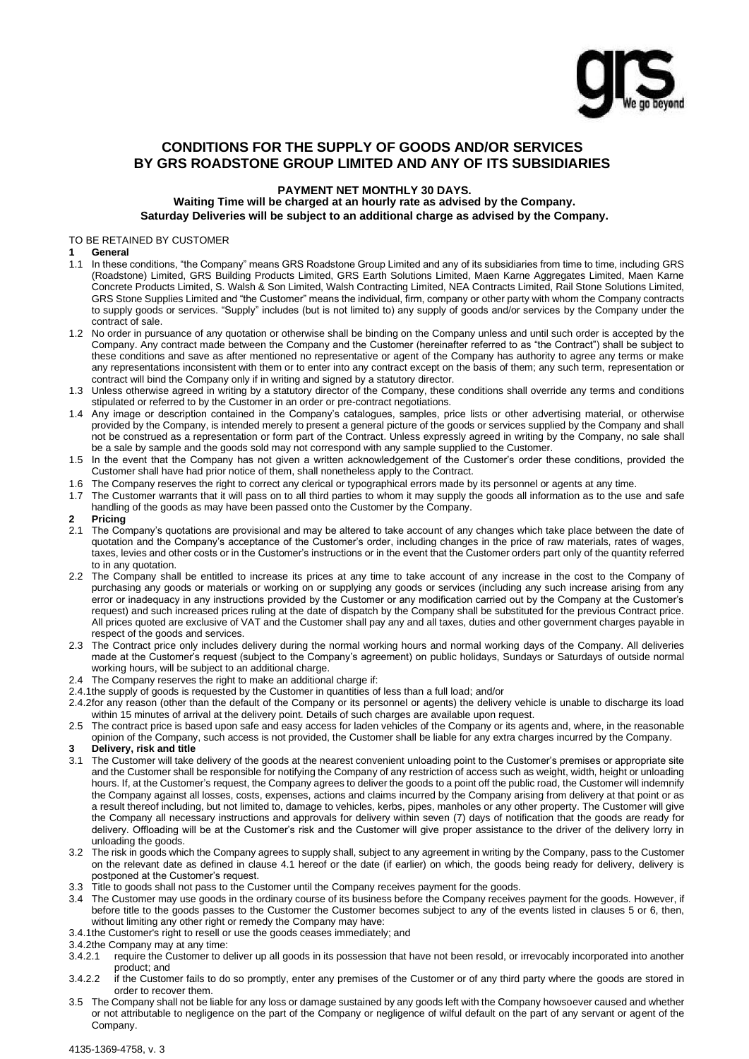# CONDITIONS FOR THE SUPPLY OF GOODS AND/OR SERVICES BY GRS ROADSTONE GROUP LIMITED AND ANY OF ITS SUBSIDIARIES

**PAYMENT NET MONTHLY 30 DAYS.**

**Waiting Time will be charged at an hourly rate as advised by the Company.**

**Saturday Deliveries will be subject to an additional charge as advised by the Company.**

TO BE RETAINED BY CUSTOMER

**1 General**

1.1 In these conditions, "the Company" means GRS Roadstone Group Limited and any of its subsidiaries from time to time, including GRS (Roadstone) Limited, GRS Building Products Limited, GRS Earth Solutions Limited, Maen Karne Aggregates Limited, Maen Karne Concrete Products Limited, S. Walsh & Son Limited, Walsh Contracting Limited, NEA Contracts Limited, Rail Stone Solutions Limited, GRS Stone Supplies Limited and "the Customer" means the individual, firm, company or other party with whom the Company contracts to supply goods or services. "Supply" includes (but is not limited to) any supply of goods and/or services by the Company under the contract of sale.

1.2 No order in pursuance of any quotation or otherwise shall be binding on the Company unless and until such order is accepted by the Company. Any contract made between the Company and the Customer (hereinafter referred to as "the Contract") shall be subject to these conditions and save as after mentioned no representative or agent of the Company has authority to agree any terms or make any representations inconsistent with them or to enter into any contract except on the basis of them; any such term, representation or contract will bind the Company only if in writing and signed by a statutory director.

1.3 Unless otherwise agreed in writing by a statutory director of the Company, these conditions shall override any terms and conditions stipulated or referred to by the Customer in an order or pre-contract negotiations.

1.4 Any image or description contained in the Company's catalogues, samples, price lists or other advertising material, or otherwise provided by the Company, is intended merely to present a general picture of the goods or services supplied by the Company and shall not be construed as a representation or form part of the Contract. Unless expressly agreed in writing by the Company, no sale shall be a sale by sample and the goods sold may not correspond with any sample supplied to the Customer.

1.5 In the event that the Company has not given a written acknowledgement of the Customer's order these conditions, provided the Customer shall have had prior notice of them, shall nonetheless apply to the Contract.

1.6 The Company reserves the right to correct any clerical or typographical errors made by its personnel or agents at any time.

1.7 The Customer warrants that it will pass on to all third parties to whom it may supply the goods all information as to the use and safe handling of the goods as may have been passed onto the Customer by the Company.

**2 Pricing**

2.1 The Company's quotations are provisional and may be altered to take account of any changes which take place between the date of quotation and the Company's acceptance of the Customer's order, including changes in the price of raw materials, rates of wages, taxes, levies and other costs or in the Customer's instructions or in the event that the Customer orders part only of the quantity referred to in any quotation.

2.2 The Company shall be entitled to increase its prices at any time to take account of any increase in the cost to the Company of purchasing any goods or materials or working on or supplying any goods or services (including any such increase arising from any error or inadequacy in any instructions provided by the Customer or any modification carried out by the Company at the Customer's request) and such increased prices ruling at the date of dispatch by the Company shall be substituted for the previous Contract price. All prices quoted are exclusive of VAT and the Customer shall pay any and all taxes, duties and other government charges payable in respect of the goods and services.

2.3 The Contract price only includes delivery during the normal working hours and normal working days of the Company. All deliveries made at the Customer's request (subject to the Company's agreement) on public holidays, Sundays or Saturdays of outside normal working hours, will be subject to an additional charge.

2.4 The Company reserves the right to make an additional charge if:

2.4.1 the supply of goods is requested by the Customer in quantities of less than a full load; and/or

2.4.2 for any reason (other than the default of the Company or its personnel or agents) the delivery vehicle is unable to discharge its load within 15 minutes of arrival at the delivery point. Details of such charges are available upon request.

2.5 The contract price is based upon safe and easy access for laden vehicles of the Company or its agents and, where, in the reasonable opinion of the Company, such access is not provided, the Customer shall be liable for any extra charges incurred by the Company.

**3 Delivery, risk and title**

3.1 The Customer will take delivery of the goods at the nearest convenient unloading point to the Customer's premises or appropriate site and the Customer shall be responsible for notifying the Company of any restriction of access such as weight, width, height or unloading hours. If, at the Customer's request, the Company agrees to deliver the goods to a point off the public road, the Customer will indemnify the Company against all losses, costs, expenses, actions and claims incurred by the Company arising from delivery at that point or as a result thereof including, but not limited to, damage to vehicles, kerbs, pipes, manholes or any other property. The Customer will give the Company all necessary instructions and approvals for delivery within seven (7) days of notification that the goods are ready for delivery. Offloading will be at the Customer's risk and the Customer will give proper assistance to the driver of the delivery lorry in unloading the goods.

3.2 The risk in goods which the Company agrees to supply shall, subject to any agreement in writing by the Company, pass to the Customer on the relevant date as defined in clause 4.1 hereof or the date (if earlier) on which, the goods being ready for delivery, delivery is postponed at the Customer's request.

3.3 Title to goods shall not pass to the Customer until the Company receives payment for the goods.

3.4 The Customer may use goods in the ordinary course of its business before the Company receives payment for the goods. However, if before title to the goods passes to the Customer the Customer becomes subject to any of the events listed in clauses 5 or 6, then, without limiting any other right or remedy the Company may have:

3.4.1 the Customer's right to resell or use the goods ceases immediately; and

3.4.2 the Company may at any time:

3.4.2.1 require the Customer to deliver up all goods in its possession that have not been resold, or irrevocably incorporated into another product; and

3.4.2.2 if the Customer fails to do so promptly, enter any premises of the Customer or of any third party where the goods are stored in order to recover them.

3.5 The Company shall not be liable for any loss or damage sustained by any goods left with the Company howsoever caused and whether or not attributable to negligence on the part of the Company or negligence of wilful default on the part of any servant or agent of the Company.

4135-1369-4758, v. 3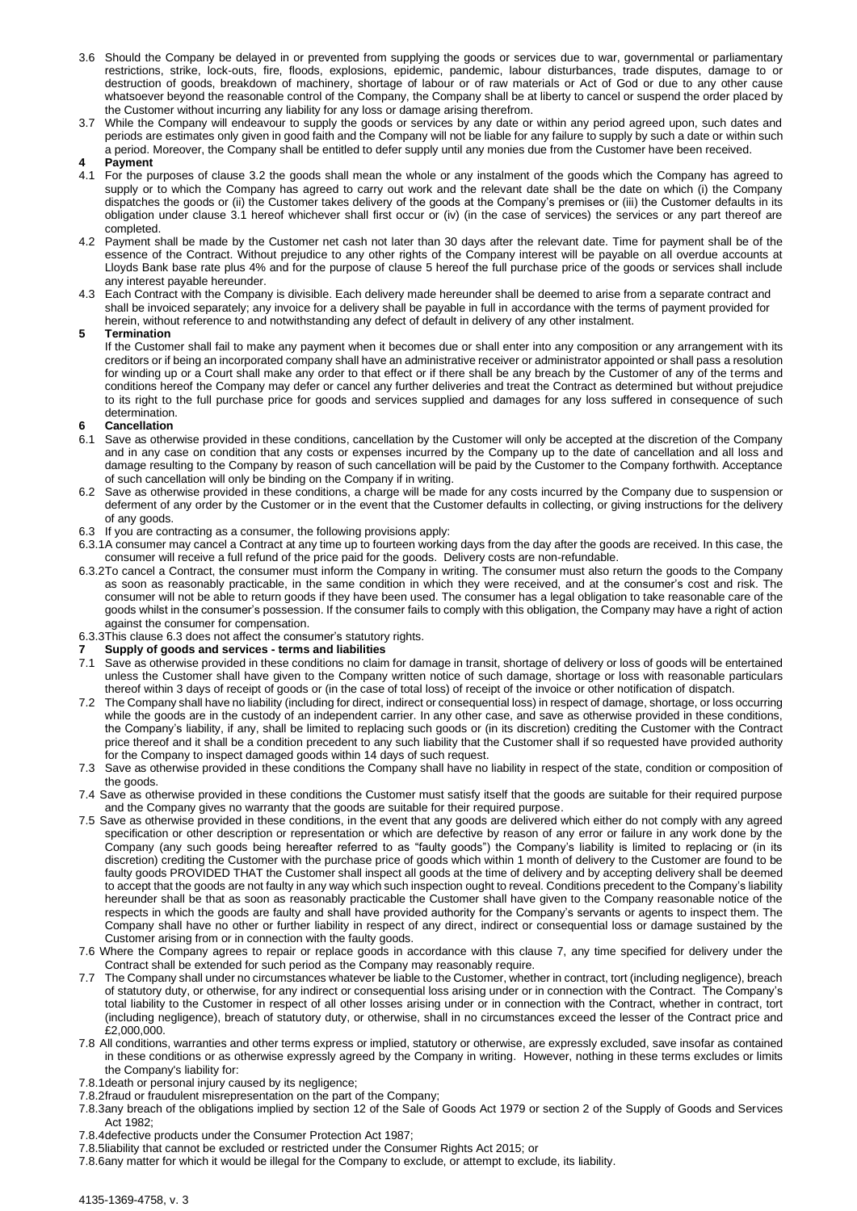3.6 Should the Company be delayed in or prevented from supplying the goods or services due to war, governmental or parliamentary restrictions, strike, lock-outs, fire, floods, explosions, epidemic, pandemic, labour disturbances, trade disputes, damage to or destruction of goods, breakdown of machinery, shortage of labour or of raw materials or Act of God or due to any other cause whatsoever beyond the reasonable control of the Company, the Company shall be at liberty to cancel or suspend the order placed by the Customer without incurring any liability for any loss or damage arising therefrom.

3.7 While the Company will endeavour to supply the goods or services by any date or within any period agreed upon, such dates and periods are estimates only given in good faith and the Company will not be liable for any failure to supply by such a date or within such a period. Moreover, the Company shall be entitled to defer supply until any monies due from the Customer have been received.

## 4 Payment

4.1 For the purposes of clause 3.2 the goods shall mean the whole or any instalment of the goods which the Company has agreed to supply or to which the Company has agreed to carry out work and the relevant date shall be the date on which (i) the Company dispatches the goods or (ii) the Customer takes delivery of the goods at the Company's premises or (iii) the Customer defaults in its obligation under clause 3.1 hereof whichever shall first occur or (iv) (in the case of services) the services or any part thereof are completed.

4.2 Payment shall be made by the Customer net cash not later than 30 days after the relevant date. Time for payment shall be of the essence of the Contract. Without prejudice to any other rights of the Company interest will be payable on all overdue accounts at Lloyds Bank base rate plus 4% and for the purpose of clause 5 hereof the full purchase price of the goods or services shall include any interest payable hereunder.

4.3 Each Contract with the Company is divisible. Each delivery made hereunder shall be deemed to arise from a separate contract and shall be invoiced separately; any invoice for a delivery shall be payable in full in accordance with the terms of payment provided for herein, without reference to and notwithstanding any defect of default in delivery of any other instalment.

## 5 Termination

If the Customer shall fail to make any payment when it becomes due or shall enter into any composition or any arrangement with its creditors or if being an incorporated company shall have an administrative receiver or administrator appointed or shall pass a resolution for winding up or a Court shall make any order to that effect or if there shall be any breach by the Customer of any of the terms and conditions hereof the Company may defer or cancel any further deliveries and treat the Contract as determined but without prejudice to its right to the full purchase price for goods and services supplied and damages for any loss suffered in consequence of such determination.

## 6 Cancellation

6.1 Save as otherwise provided in these conditions, cancellation by the Customer will only be accepted at the discretion of the Company and in any case on condition that any costs or expenses incurred by the Company up to the date of cancellation and all loss and damage resulting to the Company by reason of such cancellation will be paid by the Customer to the Company forthwith. Acceptance of such cancellation will only be binding on the Company if in writing.

6.2 Save as otherwise provided in these conditions, a charge will be made for any costs incurred by the Company due to suspension or deferment of any order by the Customer or in the event that the Customer defaults in collecting, or giving instructions for the delivery of any goods.

6.3 If you are contracting as a consumer, the following provisions apply:

6.3.1A consumer may cancel a Contract at any time up to fourteen working days from the day after the goods are received. In this case, the consumer will receive a full refund of the price paid for the goods. Delivery costs are non-refundable.

6.3.2To cancel a Contract, the consumer must inform the Company in writing. The consumer must also return the goods to the Company as soon as reasonably practicable, in the same condition in which they were received, and at the consumer's cost and risk. The consumer will not be able to return goods if they have been used. The consumer has a legal obligation to take reasonable care of the goods whilst in the consumer's possession. If the consumer fails to comply with this obligation, the Company may have a right of action against the consumer for compensation.

6.3.3This clause 6.3 does not affect the consumer's statutory rights.

## 7 Supply of goods and services - terms and liabilities

7.1 Save as otherwise provided in these conditions no claim for damage in transit, shortage of delivery or loss of goods will be entertained unless the Customer shall have given to the Company written notice of such damage, shortage or loss with reasonable particulars thereof within 3 days of receipt of goods or (in the case of total loss) of receipt of the invoice or other notification of dispatch.

7.2 The Company shall have no liability (including for direct, indirect or consequential loss) in respect of damage, shortage, or loss occurring while the goods are in the custody of an independent carrier. In any other case, and save as otherwise provided in these conditions, the Company's liability, if any, shall be limited to replacing such goods or (in its discretion) crediting the Customer with the Contract price thereof and it shall be a condition precedent to any such liability that the Customer shall if so requested have provided authority for the Company to inspect damaged goods within 14 days of such request.

7.3 Save as otherwise provided in these conditions the Company shall have no liability in respect of the state, condition or composition of the goods.

7.4 Save as otherwise provided in these conditions the Customer must satisfy itself that the goods are suitable for their required purpose and the Company gives no warranty that the goods are suitable for their required purpose.

7.5 Save as otherwise provided in these conditions, in the event that any goods are delivered which either do not comply with any agreed specification or other description or representation or which are defective by reason of any error or failure in any work done by the Company (any such goods being hereafter referred to as "faulty goods") the Company's liability is limited to replacing or (in its discretion) crediting the Customer with the purchase price of goods which within 1 month of delivery to the Customer are found to be faulty goods PROVIDED THAT the Customer shall inspect all goods at the time of delivery and by accepting delivery shall be deemed to accept that the goods are not faulty in any way which such inspection ought to reveal. Conditions precedent to the Company's liability hereunder shall be that as soon as reasonably practicable the Customer shall have given to the Company reasonable notice of the respects in which the goods are faulty and shall have provided authority for the Company's servants or agents to inspect them. The Company shall have no other or further liability in respect of any direct, indirect or consequential loss or damage sustained by the Customer arising from or in connection with the faulty goods.

7.6 Where the Company agrees to repair or replace goods in accordance with this clause 7, any time specified for delivery under the Contract shall be extended for such period as the Company may reasonably require.

7.7 The Company shall under no circumstances whatever be liable to the Customer, whether in contract, tort (including negligence), breach of statutory duty, or otherwise, for any indirect or consequential loss arising under or in connection with the Contract. The Company's total liability to the Customer in respect of all other losses arising under or in connection with the Contract, whether in contract, tort (including negligence), breach of statutory duty, or otherwise, shall in no circumstances exceed the lesser of the Contract price and £2,000,000.

7.8 All conditions, warranties and other terms express or implied, statutory or otherwise, are expressly excluded, save insofar as contained in these conditions or as otherwise expressly agreed by the Company in writing. However, nothing in these terms excludes or limits the Company's liability for:

7.8.1death or personal injury caused by its negligence;

7.8.2fraud or fraudulent misrepresentation on the part of the Company;

7.8.3any breach of the obligations implied by section 12 of the Sale of Goods Act 1979 or section 2 of the Supply of Goods and Services Act 1982;

7.8.4defective products under the Consumer Protection Act 1987;

7.8.5liability that cannot be excluded or restricted under the Consumer Rights Act 2015; or

7.8.6any matter for which it would be illegal for the Company to exclude, or attempt to exclude, its liability.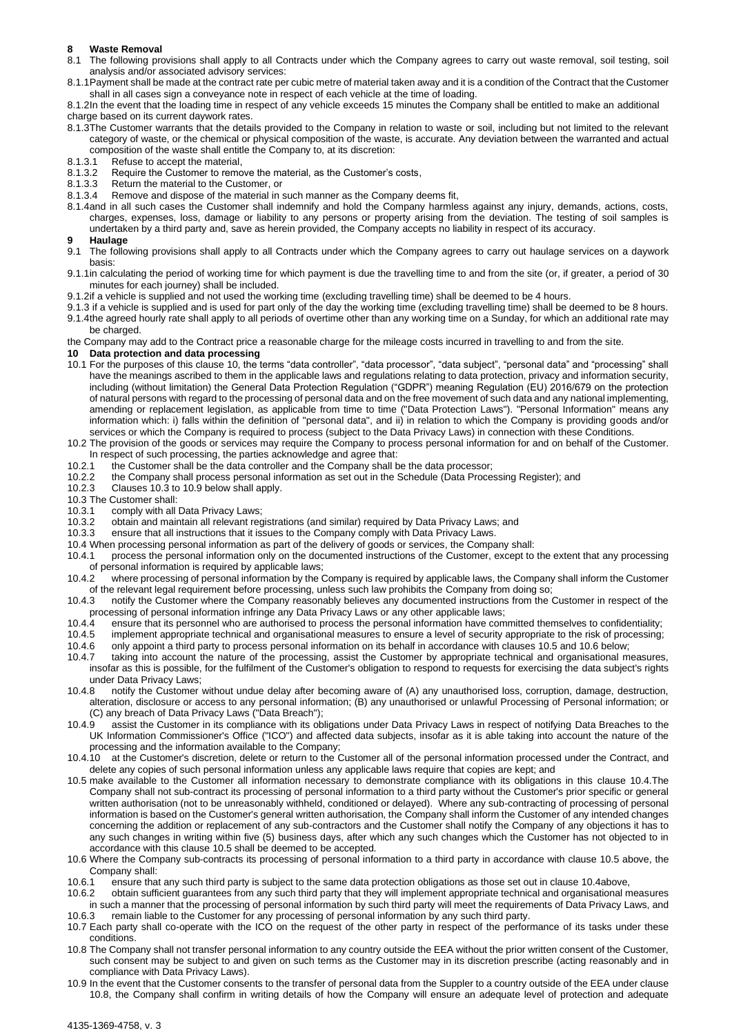## 8 Waste Removal

8.1 The following provisions shall apply to all Contracts under which the Company agrees to carry out waste removal, soil testing, soil analysis and/or associated advisory services:

8.1.1Payment shall be made at the contract rate per cubic metre of material taken away and it is a condition of the Contract that the Customer shall in all cases sign a conveyance note in respect of each vehicle at the time of loading.

8.1.2In the event that the loading time in respect of any vehicle exceeds 15 minutes the Company shall be entitled to make an additional charge based on its current daywork rates.

8.1.3The Customer warrants that the details provided to the Company in relation to waste or soil, including but not limited to the relevant category of waste, or the chemical or physical composition of the waste, is accurate. Any deviation between the warranted and actual composition of the waste shall entitle the Company to, at its discretion:

8.1.3.1 Refuse to accept the material,

8.1.3.2 Require the Customer to remove the material, as the Customer's costs,

8.1.3.3 Return the material to the Customer, or

8.1.3.4 Remove and dispose of the material in such manner as the Company deems fit,

8.1.4and in all such cases the Customer shall indemnify and hold the Company harmless against any injury, demands, actions, costs, charges, expenses, loss, damage or liability to any persons or property arising from the deviation. The testing of soil samples is undertaken by a third party and, save as herein provided, the Company accepts no liability in respect of its accuracy.

## 9 Haulage

9.1 The following provisions shall apply to all Contracts under which the Company agrees to carry out haulage services on a daywork basis:

9.1.1in calculating the period of working time for which payment is due the travelling time to and from the site (or, if greater, a period of 30 minutes for each journey) shall be included.

9.1.2if a vehicle is supplied and not used the working time (excluding travelling time) shall be deemed to be 4 hours.

9.1.3 if a vehicle is supplied and is used for part only of the day the working time (excluding travelling time) shall be deemed to be 8 hours.

9.1.4the agreed hourly rate shall apply to all periods of overtime other than any working time on a Sunday, for which an additional rate may be charged.

the Company may add to the Contract price a reasonable charge for the mileage costs incurred in travelling to and from the site.

## 10 Data protection and data processing

10.1 For the purposes of this clause 10, the terms "data controller", "data processor", "data subject", "personal data" and "processing" shall have the meanings ascribed to them in the applicable laws and regulations relating to data protection, privacy and information security, including (without limitation) the General Data Protection Regulation ("GDPR") meaning Regulation (EU) 2016/679 on the protection of natural persons with regard to the processing of personal data and on the free movement of such data and any national implementing, amending or replacement legislation, as applicable from time to time ("Data Protection Laws"). "Personal Information" means any information which: i) falls within the definition of "personal data", and ii) in relation to which the Company is providing goods and/or services or which the Company is required to process (subject to the Data Privacy Laws) in connection with these Conditions.

10.2 The provision of the goods or services may require the Company to process personal information for and on behalf of the Customer. In respect of such processing, the parties acknowledge and agree that:

10.2.1 the Customer shall be the data controller and the Company shall be the data processor;

10.2.2 the Company shall process personal information as set out in the Schedule (Data Processing Register); and

10.2.3 Clauses 10.3 to 10.9 below shall apply.

10.3 The Customer shall:

10.3.1 comply with all Data Privacy Laws;

10.3.2 obtain and maintain all relevant registrations (and similar) required by Data Privacy Laws; and

10.3.3 ensure that all instructions that it issues to the Company comply with Data Privacy Laws.

10.4 When processing personal information as part of the delivery of goods or services, the Company shall:

10.4.1 process the personal information only on the documented instructions of the Customer, except to the extent that any processing of personal information is required by applicable laws;

10.4.2 where processing of personal information by the Company is required by applicable laws, the Company shall inform the Customer of the relevant legal requirement before processing, unless such law prohibits the Company from doing so;

10.4.3 notify the Customer where the Company reasonably believes any documented instructions from the Customer in respect of the processing of personal information infringe any Data Privacy Laws or any other applicable laws;

10.4.4 ensure that its personnel who are authorised to process the personal information have committed themselves to confidentiality;

10.4.5 implement appropriate technical and organisational measures to ensure a level of security appropriate to the risk of processing;

10.4.6 only appoint a third party to process personal information on its behalf in accordance with clauses 10.5 and 10.6 below;

10.4.7 taking into account the nature of the processing, assist the Customer by appropriate technical and organisational measures, insofar as this is possible, for the fulfilment of the Customer's obligation to respond to requests for exercising the data subject's rights under Data Privacy Laws;

10.4.8 notify the Customer without undue delay after becoming aware of (A) any unauthorised loss, corruption, damage, destruction, alteration, disclosure or access to any personal information; (B) any unauthorised or unlawful Processing of Personal information; or (C) any breach of Data Privacy Laws ("Data Breach");

10.4.9 assist the Customer in its compliance with its obligations under Data Privacy Laws in respect of notifying Data Breaches to the UK Information Commissioner's Office ("ICO") and affected data subjects, insofar as it is able taking into account the nature of the processing and the information available to the Company;

10.4.10 at the Customer's discretion, delete or return to the Customer all of the personal information processed under the Contract, and delete any copies of such personal information unless any applicable laws require that copies are kept; and

10.5 make available to the Customer all information necessary to demonstrate compliance with its obligations in this clause 10.4.The Company shall not sub-contract its processing of personal information to a third party without the Customer's prior specific or general written authorisation (not to be unreasonably withheld, conditioned or delayed). Where any sub-contracting of processing of personal information is based on the Customer's general written authorisation, the Company shall inform the Customer of any intended changes concerning the addition or replacement of any sub-contractors and the Customer shall notify the Company of any objections it has to any such changes in writing within five (5) business days, after which any such changes which the Customer has not objected to in accordance with this clause 10.5 shall be deemed to be accepted.

10.6 Where the Company sub-contracts its processing of personal information to a third party in accordance with clause 10.5 above, the Company shall:

10.6.1 ensure that any such third party is subject to the same data protection obligations as those set out in clause 10.4above,

10.6.2 obtain sufficient guarantees from any such third party that they will implement appropriate technical and organisational measures in such a manner that the processing of personal information by such third party will meet the requirements of Data Privacy Laws, and

10.6.3 remain liable to the Customer for any processing of personal information by any such third party.

10.7 Each party shall co-operate with the ICO on the request of the other party in respect of the performance of its tasks under these conditions.

10.8 The Company shall not transfer personal information to any country outside the EEA without the prior written consent of the Customer, such consent may be subject to and given on such terms as the Customer may in its discretion prescribe (acting reasonably and in compliance with Data Privacy Laws).

10.9 In the event that the Customer consents to the transfer of personal data from the Suppler to a country outside of the EEA under clause 10.8, the Company shall confirm in writing details of how the Company will ensure an adequate level of protection and adequate

4135-1369-4758, v. 3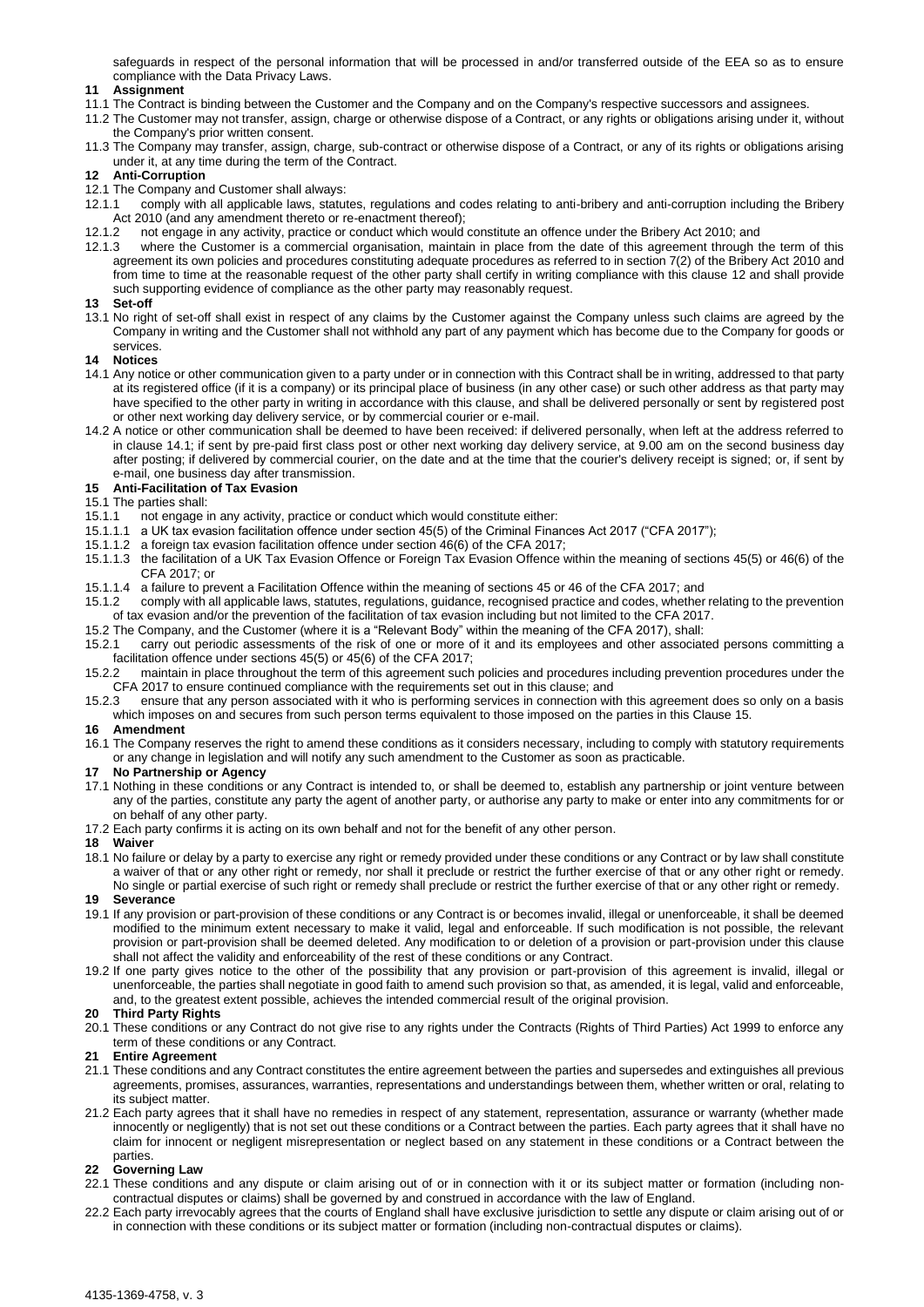safeguards in respect of the personal information that will be processed in and/or transferred outside of the EEA so as to ensure compliance with the Data Privacy Laws.

**11 Assignment**

11.1 The Contract is binding between the Customer and the Company and on the Company's respective successors and assignees.

11.2 The Customer may not transfer, assign, charge or otherwise dispose of a Contract, or any rights or obligations arising under it, without the Company's prior written consent.

11.3 The Company may transfer, assign, charge, sub-contract or otherwise dispose of a Contract, or any of its rights or obligations arising under it, at any time during the term of the Contract.

**12 Anti-Corruption**

12.1 The Company and Customer shall always:

12.1.1 comply with all applicable laws, statutes, regulations and codes relating to anti-bribery and anti-corruption including the Bribery Act 2010 (and any amendment thereto or re-enactment thereof);

12.1.2 not engage in any activity, practice or conduct which would constitute an offence under the Bribery Act 2010; and

12.1.3 where the Customer is a commercial organisation, maintain in place from the date of this agreement through the term of this agreement its own policies and procedures constituting adequate procedures as referred to in section 7(2) of the Bribery Act 2010 and from time to time at the reasonable request of the other party shall certify in writing compliance with this clause 12 and shall provide such supporting evidence of compliance as the other party may reasonably request.

**13 Set-off**

13.1 No right of set-off shall exist in respect of any claims by the Customer against the Company unless such claims are agreed by the Company in writing and the Customer shall not withhold any part of any payment which has become due to the Company for goods or services.

**14 Notices**

14.1 Any notice or other communication given to a party under or in connection with this Contract shall be in writing, addressed to that party at its registered office (if it is a company) or its principal place of business (in any other case) or such other address as that party may have specified to the other party in writing in accordance with this clause, and shall be delivered personally or sent by registered post or other next working day delivery service, or by commercial courier or e-mail.

14.2 A notice or other communication shall be deemed to have been received: if delivered personally, when left at the address referred to in clause 14.1; if sent by pre-paid first class post or other next working day delivery service, at 9.00 am on the second business day after posting; if delivered by commercial courier, on the date and at the time that the courier's delivery receipt is signed; or, if sent by e-mail, one business day after transmission.

**15 Anti-Facilitation of Tax Evasion**

15.1 The parties shall:

15.1.1 not engage in any activity, practice or conduct which would constitute either:

15.1.1.1 a UK tax evasion facilitation offence under section 45(5) of the Criminal Finances Act 2017 ("CFA 2017");

15.1.1.2 a foreign tax evasion facilitation offence under section 46(6) of the CFA 2017;

15.1.1.3 the facilitation of a UK Tax Evasion Offence or Foreign Tax Evasion Offence within the meaning of sections 45(5) or 46(6) of the CFA 2017; or

15.1.1.4 a failure to prevent a Facilitation Offence within the meaning of sections 45 or 46 of the CFA 2017; and

15.1.2 comply with all applicable laws, statutes, regulations, guidance, recognised practice and codes, whether relating to the prevention of tax evasion and/or the prevention of the facilitation of tax evasion including but not limited to the CFA 2017.

15.2 The Company, and the Customer (where it is a "Relevant Body" within the meaning of the CFA 2017), shall:

15.2.1 carry out periodic assessments of the risk of one or more of it and its employees and other associated persons committing a facilitation offence under sections 45(5) or 45(6) of the CFA 2017;

15.2.2 maintain in place throughout the term of this agreement such policies and procedures including prevention procedures under the CFA 2017 to ensure continued compliance with the requirements set out in this clause; and

15.2.3 ensure that any person associated with it who is performing services in connection with this agreement does so only on a basis which imposes on and secures from such person terms equivalent to those imposed on the parties in this Clause 15.

**16 Amendment**

16.1 The Company reserves the right to amend these conditions as it considers necessary, including to comply with statutory requirements or any change in legislation and will notify any such amendment to the Customer as soon as practicable.

**17 No Partnership or Agency**

17.1 Nothing in these conditions or any Contract is intended to, or shall be deemed to, establish any partnership or joint venture between any of the parties, constitute any party the agent of another party, or authorise any party to make or enter into any commitments for or on behalf of any other party.

17.2 Each party confirms it is acting on its own behalf and not for the benefit of any other person.

**18 Waiver**

18.1 No failure or delay by a party to exercise any right or remedy provided under these conditions or any Contract or by law shall constitute a waiver of that or any other right or remedy, nor shall it preclude or restrict the further exercise of that or any other right or remedy. No single or partial exercise of such right or remedy shall preclude or restrict the further exercise of that or any other right or remedy.

**19 Severance**

19.1 If any provision or part-provision of these conditions or any Contract is or becomes invalid, illegal or unenforceable, it shall be deemed modified to the minimum extent necessary to make it valid, legal and enforceable. If such modification is not possible, the relevant provision or part-provision shall be deemed deleted. Any modification to or deletion of a provision or part-provision under this clause shall not affect the validity and enforceability of the rest of these conditions or any Contract.

19.2 If one party gives notice to the other of the possibility that any provision or part-provision of this agreement is invalid, illegal or unenforceable, the parties shall negotiate in good faith to amend such provision so that, as amended, it is legal, valid and enforceable, and, to the greatest extent possible, achieves the intended commercial result of the original provision.

**20 Third Party Rights**

20.1 These conditions or any Contract do not give rise to any rights under the Contracts (Rights of Third Parties) Act 1999 to enforce any term of these conditions or any Contract.

**21 Entire Agreement**

21.1 These conditions and any Contract constitutes the entire agreement between the parties and supersedes and extinguishes all previous agreements, promises, assurances, warranties, representations and understandings between them, whether written or oral, relating to its subject matter.

21.2 Each party agrees that it shall have no remedies in respect of any statement, representation, assurance or warranty (whether made innocently or negligently) that is not set out these conditions or a Contract between the parties. Each party agrees that it shall have no claim for innocent or negligent misrepresentation or neglect based on any statement in these conditions or a Contract between the parties.

**22 Governing Law**

22.1 These conditions and any dispute or claim arising out of or in connection with it or its subject matter or formation (including non-contractual disputes or claims) shall be governed by and construed in accordance with the law of England.

22.2 Each party irrevocably agrees that the courts of England shall have exclusive jurisdiction to settle any dispute or claim arising out of or in connection with these conditions or its subject matter or formation (including non-contractual disputes or claims).

4135-1369-4758, v. 3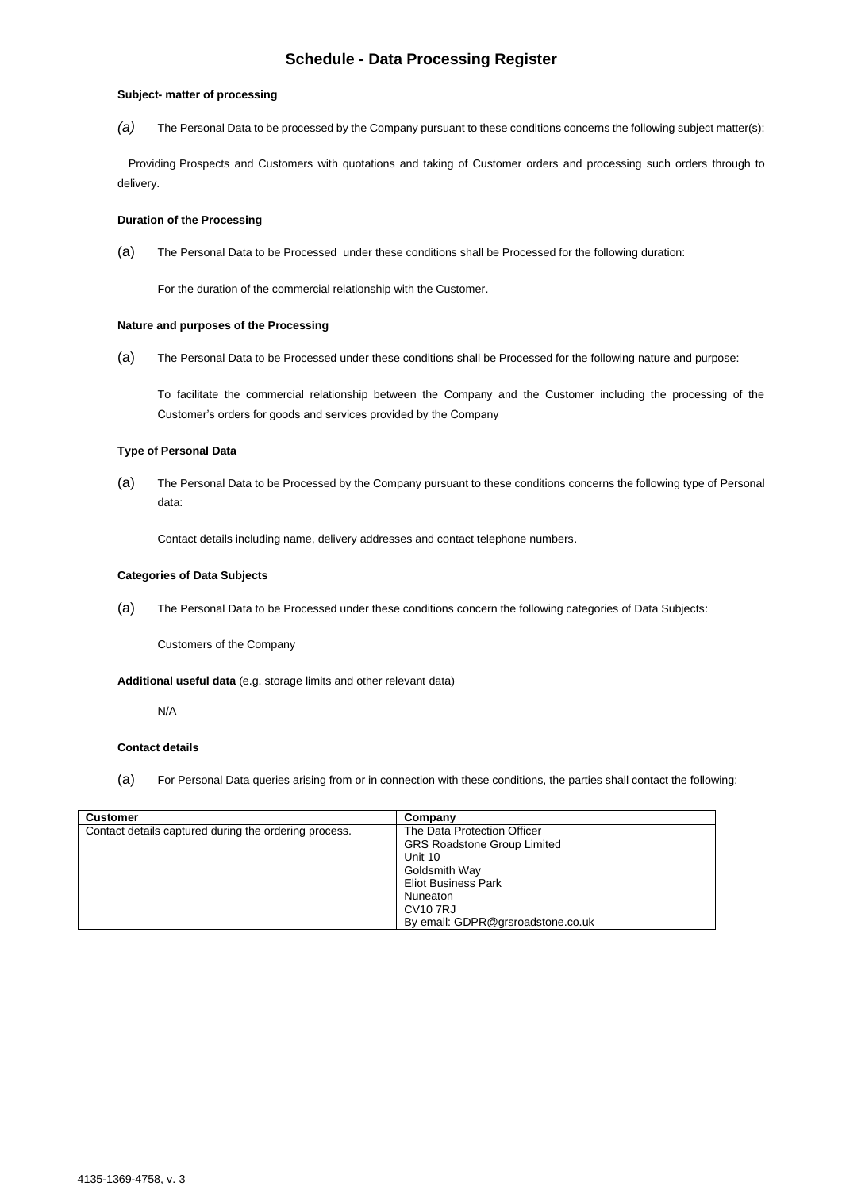# Schedule - Data Processing Register

**Subject- matter of processing**

*(a)* The Personal Data to be processed by the Company pursuant to these conditions concerns the following subject matter(s):

Providing Prospects and Customers with quotations and taking of Customer orders and processing such orders through to delivery.

**Duration of the Processing**

(a) The Personal Data to be Processed under these conditions shall be Processed for the following duration:

For the duration of the commercial relationship with the Customer.

**Nature and purposes of the Processing**

(a) The Personal Data to be Processed under these conditions shall be Processed for the following nature and purpose:

To facilitate the commercial relationship between the Company and the Customer including the processing of the Customer's orders for goods and services provided by the Company

**Type of Personal Data**

(a) The Personal Data to be Processed by the Company pursuant to these conditions concerns the following type of Personal data:

Contact details including name, delivery addresses and contact telephone numbers.

**Categories of Data Subjects**

(a) The Personal Data to be Processed under these conditions concern the following categories of Data Subjects:

Customers of the Company

**Additional useful data** (e.g. storage limits and other relevant data)

N/A

**Contact details**

(a) For Personal Data queries arising from or in connection with these conditions, the parties shall contact the following:

| Customer | Company |
|---|---|
| Contact details captured during the ordering process. | The Data Protection Officer<br>GRS Roadstone Group Limited<br>Unit 10<br>Goldsmith Way<br>Eliot Business Park<br>Nuneaton<br>CV10 7RJ<br>By email: GDPR@grsroadstone.co.uk |

4135-1369-4758, v. 3